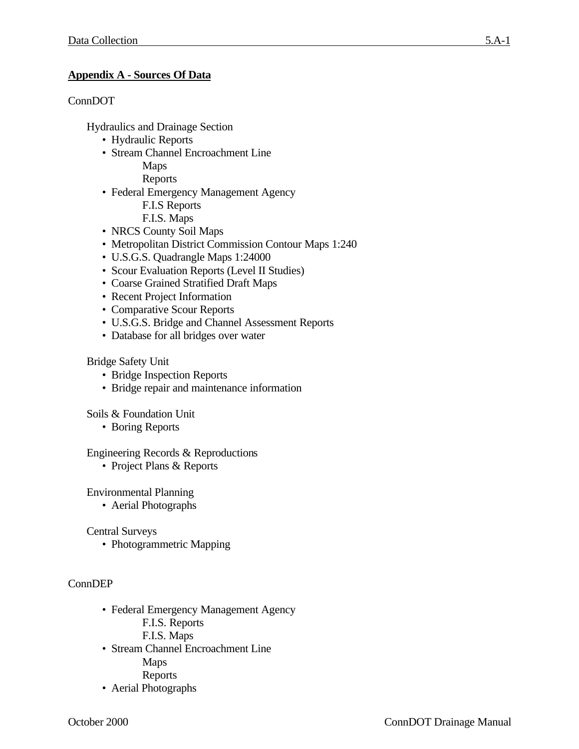**Appendix A - Sources Of Data**

ConnDOT

Hydraulics and Drainage Section

- Hydraulic Reports
- Stream Channel Encroachment Line
  - Maps
  - Reports
- Federal Emergency Management Agency
  - F.I.S Reports
  - F.I.S. Maps
- NRCS County Soil Maps
- Metropolitan District Commission Contour Maps 1:240
- U.S.G.S. Quadrangle Maps 1:24000
- Scour Evaluation Reports (Level II Studies)
- Coarse Grained Stratified Draft Maps
- Recent Project Information
- Comparative Scour Reports
- U.S.G.S. Bridge and Channel Assessment Reports
- Database for all bridges over water

Bridge Safety Unit

- Bridge Inspection Reports
- Bridge repair and maintenance information

Soils & Foundation Unit

- Boring Reports

Engineering Records & Reproductions

- Project Plans & Reports

Environmental Planning

- Aerial Photographs

Central Surveys

- Photogrammetric Mapping

ConnDEP

- Federal Emergency Management Agency
  - F.I.S. Reports
  - F.I.S. Maps
- Stream Channel Encroachment Line
  - Maps
  - Reports
- Aerial Photographs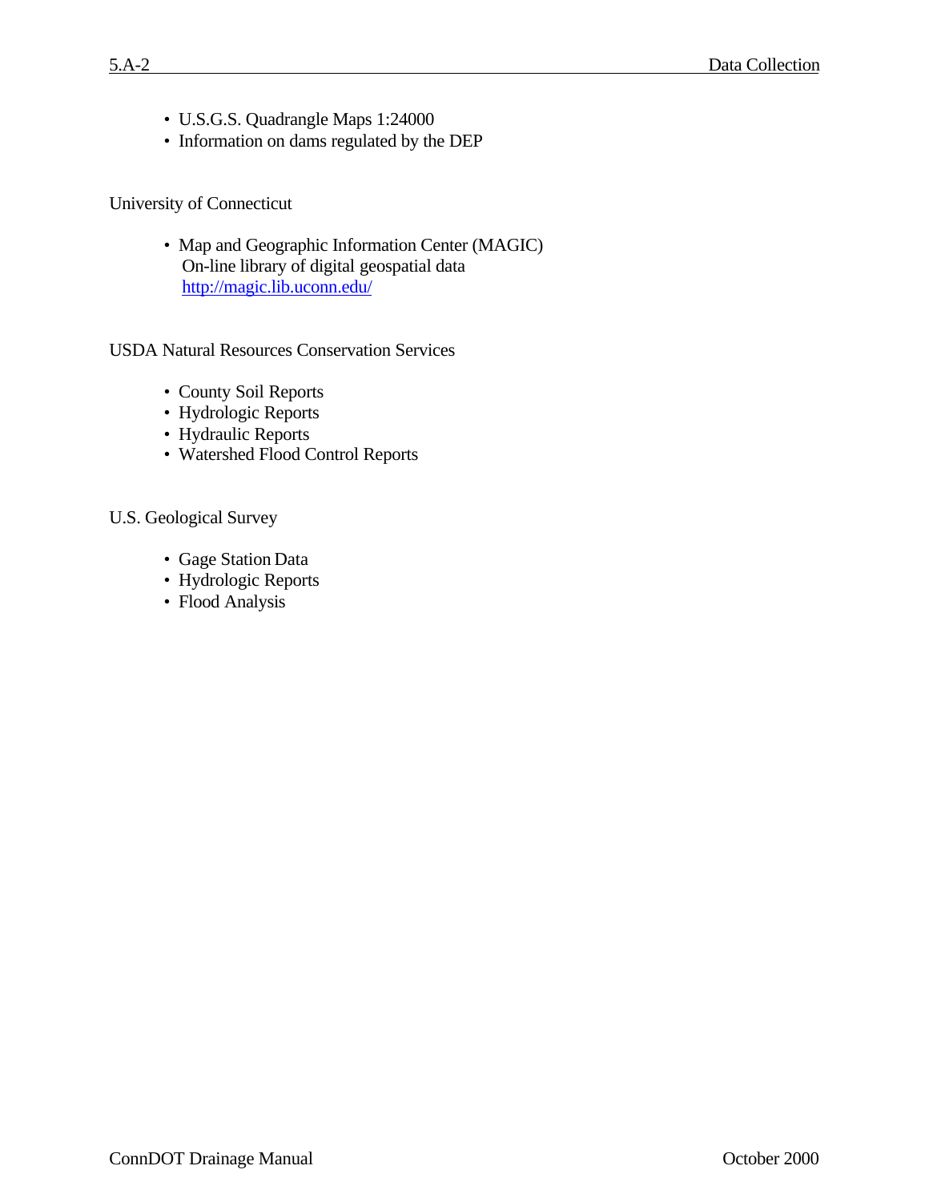- U.S.G.S. Quadrangle Maps 1:24000
- Information on dams regulated by the DEP

University of Connecticut

- Map and Geographic Information Center (MAGIC)
  On-line library of digital geospatial data
  http://magic.lib.uconn.edu/

USDA Natural Resources Conservation Services

- County Soil Reports
- Hydrologic Reports
- Hydraulic Reports
- Watershed Flood Control Reports

U.S. Geological Survey

- Gage Station Data
- Hydrologic Reports
- Flood Analysis